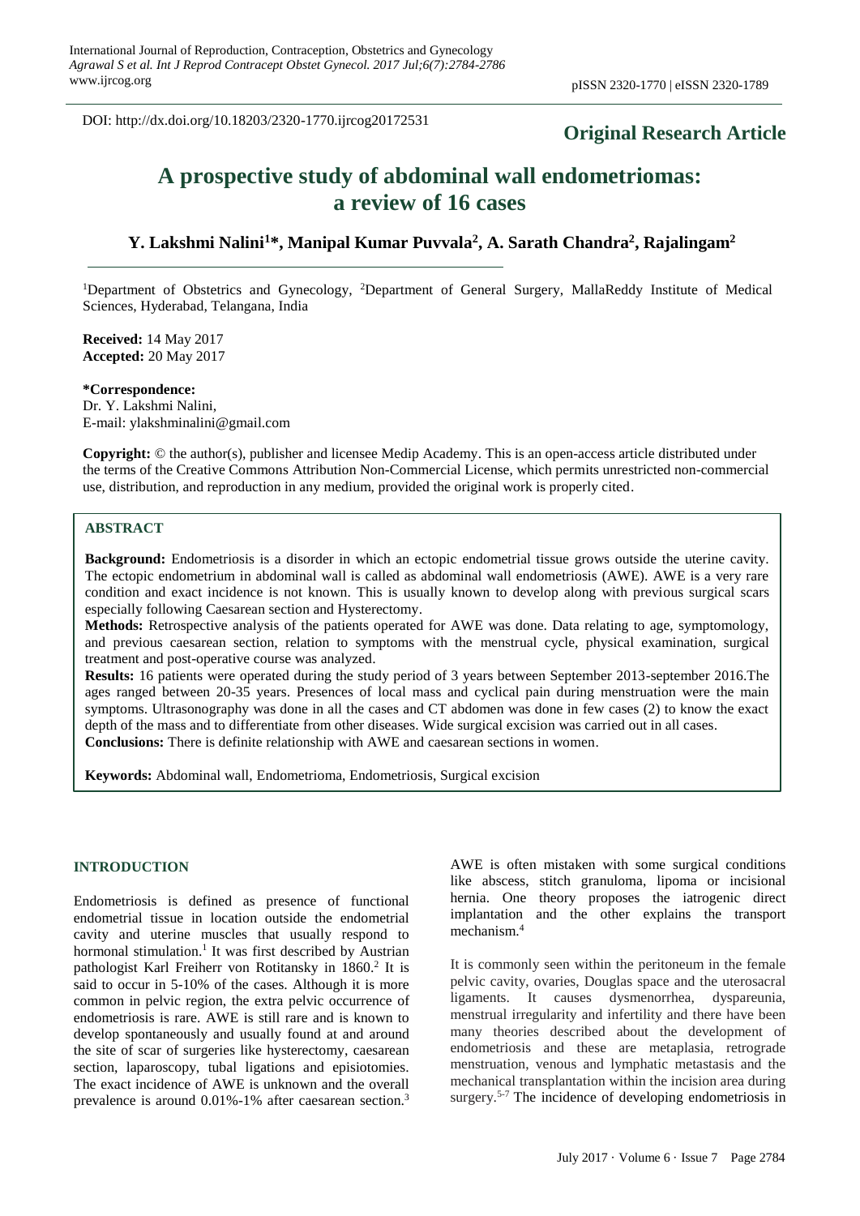DOI: http://dx.doi.org/10.18203/2320-1770.ijrcog20172531

**Original Research Article**

# A prospective study of abdominal wall endometriomas: a review of 16 cases

**Y. Lakshmi Nalini[1]*, Manipal Kumar Puvvala[2], A. Sarath Chandra[2], Rajalingam[2]**

[1]Department of Obstetrics and Gynecology, [2]Department of General Surgery, MallaReddy Institute of Medical Sciences, Hyderabad, Telangana, India

**Received:** 14 May 2017
**Accepted:** 20 May 2017

**\*Correspondence:**
Dr. Y. Lakshmi Nalini,
E-mail: ylakshminalini@gmail.com

**Copyright:** © the author(s), publisher and licensee Medip Academy. This is an open-access article distributed under the terms of the Creative Commons Attribution Non-Commercial License, which permits unrestricted non-commercial use, distribution, and reproduction in any medium, provided the original work is properly cited.

## ABSTRACT

**Background:** Endometriosis is a disorder in which an ectopic endometrial tissue grows outside the uterine cavity. The ectopic endometrium in abdominal wall is called as abdominal wall endometriosis (AWE). AWE is a very rare condition and exact incidence is not known. This is usually known to develop along with previous surgical scars especially following Caesarean section and Hysterectomy.

**Methods:** Retrospective analysis of the patients operated for AWE was done. Data relating to age, symptomology, and previous caesarean section, relation to symptoms with the menstrual cycle, physical examination, surgical treatment and post-operative course was analyzed.

**Results:** 16 patients were operated during the study period of 3 years between September 2013-september 2016.The ages ranged between 20-35 years. Presences of local mass and cyclical pain during menstruation were the main symptoms. Ultrasonography was done in all the cases and CT abdomen was done in few cases (2) to know the exact depth of the mass and to differentiate from other diseases. Wide surgical excision was carried out in all cases.

**Conclusions:** There is definite relationship with AWE and caesarean sections in women.

**Keywords:** Abdominal wall, Endometrioma, Endometriosis, Surgical excision

## INTRODUCTION

Endometriosis is defined as presence of functional endometrial tissue in location outside the endometrial cavity and uterine muscles that usually respond to hormonal stimulation.[1] It was first described by Austrian pathologist Karl Freiherr von Rotitansky in 1860.[2] It is said to occur in 5-10% of the cases. Although it is more common in pelvic region, the extra pelvic occurrence of endometriosis is rare. AWE is still rare and is known to develop spontaneously and usually found at and around the site of scar of surgeries like hysterectomy, caesarean section, laparoscopy, tubal ligations and episiotomies. The exact incidence of AWE is unknown and the overall prevalence is around 0.01%-1% after caesarean section.[3]

AWE is often mistaken with some surgical conditions like abscess, stitch granuloma, lipoma or incisional hernia. One theory proposes the iatrogenic direct implantation and the other explains the transport mechanism.[4]

It is commonly seen within the peritoneum in the female pelvic cavity, ovaries, Douglas space and the uterosacral ligaments. It causes dysmenorrhea, dyspareunia, menstrual irregularity and infertility and there have been many theories described about the development of endometriosis and these are metaplasia, retrograde menstruation, venous and lymphatic metastasis and the mechanical transplantation within the incision area during surgery.[5-7] The incidence of developing endometriosis in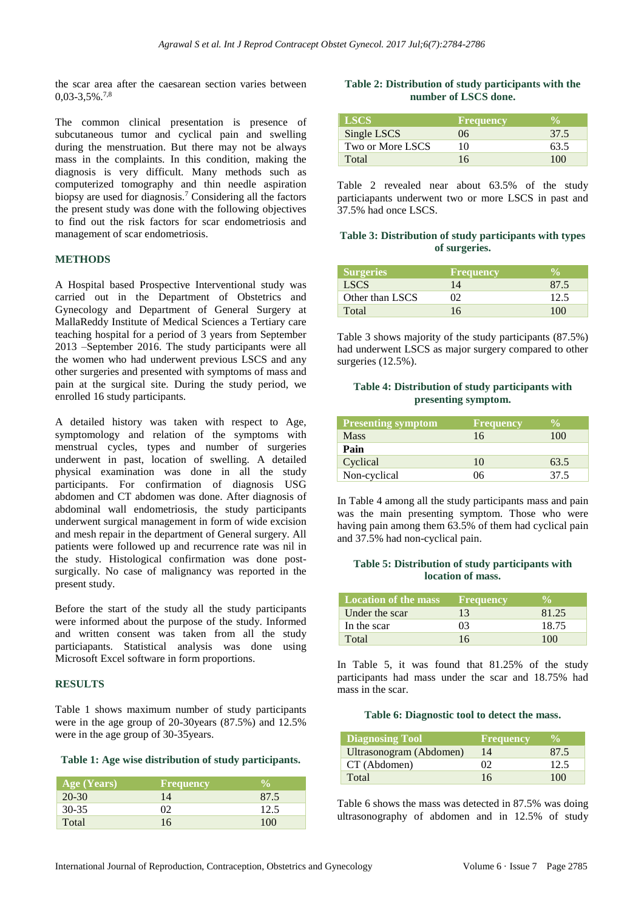the scar area after the caesarean section varies between 0,03-3,5%.[7,8]

The common clinical presentation is presence of subcutaneous tumor and cyclical pain and swelling during the menstruation. But there may not be always mass in the complaints. In this condition, making the diagnosis is very difficult. Many methods such as computerized tomography and thin needle aspiration biopsy are used for diagnosis.[7] Considering all the factors the present study was done with the following objectives to find out the risk factors for scar endometriosis and management of scar endometriosis.

## METHODS

A Hospital based Prospective Interventional study was carried out in the Department of Obstetrics and Gynecology and Department of General Surgery at MallaReddy Institute of Medical Sciences a Tertiary care teaching hospital for a period of 3 years from September 2013 –September 2016. The study participants were all the women who had underwent previous LSCS and any other surgeries and presented with symptoms of mass and pain at the surgical site. During the study period, we enrolled 16 study participants.

A detailed history was taken with respect to Age, symptomology and relation of the symptoms with menstrual cycles, types and number of surgeries underwent in past, location of swelling. A detailed physical examination was done in all the study participants. For confirmation of diagnosis USG abdomen and CT abdomen was done. After diagnosis of abdominal wall endometriosis, the study participants underwent surgical management in form of wide excision and mesh repair in the department of General surgery. All patients were followed up and recurrence rate was nil in the study. Histological confirmation was done post-surgically. No case of malignancy was reported in the present study.

Before the start of the study all the study participants were informed about the purpose of the study. Informed and written consent was taken from all the study particiapants. Statistical analysis was done using Microsoft Excel software in form proportions.

## RESULTS

Table 1 shows maximum number of study participants were in the age group of 20-30years (87.5%) and 12.5% were in the age group of 30-35years.

**Table 1: Age wise distribution of study participants.**

| Age (Years) | Frequency | % |
|---|---|---|
| 20-30 | 14 | 87.5 |
| 30-35 | 02 | 12.5 |
| Total | 16 | 100 |

**Table 2: Distribution of study participants with the number of LSCS done.**

| LSCS | Frequency | % |
|---|---|---|
| Single LSCS | 06 | 37.5 |
| Two or More LSCS | 10 | 63.5 |
| Total | 16 | 100 |

Table 2 revealed near about 63.5% of the study particiapants underwent two or more LSCS in past and 37.5% had once LSCS.

**Table 3: Distribution of study participants with types of surgeries.**

| Surgeries | Frequency | % |
|---|---|---|
| LSCS | 14 | 87.5 |
| Other than LSCS | 02 | 12.5 |
| Total | 16 | 100 |

Table 3 shows majority of the study participants (87.5%) had underwent LSCS as major surgery compared to other surgeries (12.5%).

**Table 4: Distribution of study participants with presenting symptom.**

| Presenting symptom | Frequency | % |
|---|---|---|
| Mass | 16 | 100 |
| **Pain** | | |
| Cyclical | 10 | 63.5 |
| Non-cyclical | 06 | 37.5 |

In Table 4 among all the study participants mass and pain was the main presenting symptom. Those who were having pain among them 63.5% of them had cyclical pain and 37.5% had non-cyclical pain.

**Table 5: Distribution of study participants with location of mass.**

| Location of the mass | Frequency | % |
|---|---|---|
| Under the scar | 13 | 81.25 |
| In the scar | 03 | 18.75 |
| Total | 16 | 100 |

In Table 5, it was found that 81.25% of the study participants had mass under the scar and 18.75% had mass in the scar.

**Table 6: Diagnostic tool to detect the mass.**

| Diagnosing Tool | Frequency | % |
|---|---|---|
| Ultrasonogram (Abdomen) | 14 | 87.5 |
| CT (Abdomen) | 02 | 12.5 |
| Total | 16 | 100 |

Table 6 shows the mass was detected in 87.5% was doing ultrasonography of abdomen and in 12.5% of study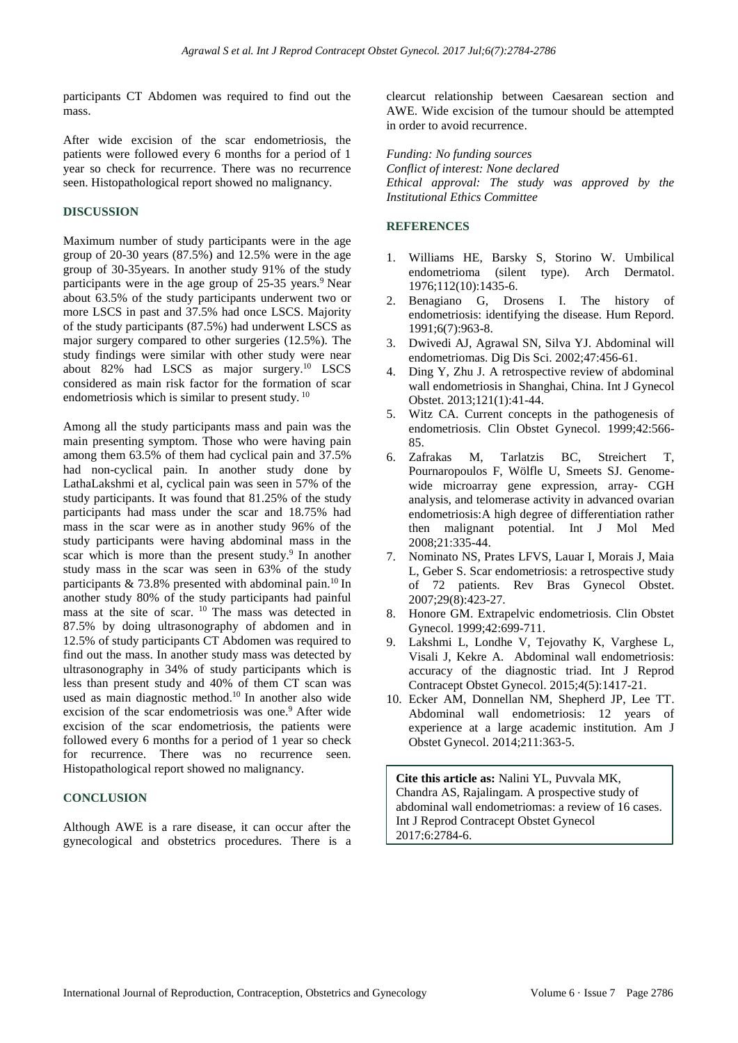participants CT Abdomen was required to find out the mass.

After wide excision of the scar endometriosis, the patients were followed every 6 months for a period of 1 year so check for recurrence. There was no recurrence seen. Histopathological report showed no malignancy.

## DISCUSSION

Maximum number of study participants were in the age group of 20-30 years (87.5%) and 12.5% were in the age group of 30-35years. In another study 91% of the study participants were in the age group of 25-35 years.[9] Near about 63.5% of the study participants underwent two or more LSCS in past and 37.5% had once LSCS. Majority of the study participants (87.5%) had underwent LSCS as major surgery compared to other surgeries (12.5%). The study findings were similar with other study were near about 82% had LSCS as major surgery.[10] LSCS considered as main risk factor for the formation of scar endometriosis which is similar to present study.[10]

Among all the study participants mass and pain was the main presenting symptom. Those who were having pain among them 63.5% of them had cyclical pain and 37.5% had non-cyclical pain. In another study done by LathaLakshmi et al, cyclical pain was seen in 57% of the study participants. It was found that 81.25% of the study participants had mass under the scar and 18.75% had mass in the scar were as in another study 96% of the study participants were having abdominal mass in the scar which is more than the present study.[9] In another study mass in the scar was seen in 63% of the study participants & 73.8% presented with abdominal pain.[10] In another study 80% of the study participants had painful mass at the site of scar.[10] The mass was detected in 87.5% by doing ultrasonography of abdomen and in 12.5% of study participants CT Abdomen was required to find out the mass. In another study mass was detected by ultrasonography in 34% of study participants which is less than present study and 40% of them CT scan was used as main diagnostic method.[10] In another also wide excision of the scar endometriosis was one.[9] After wide excision of the scar endometriosis, the patients were followed every 6 months for a period of 1 year so check for recurrence. There was no recurrence seen. Histopathological report showed no malignancy.

## CONCLUSION

Although AWE is a rare disease, it can occur after the gynecological and obstetrics procedures. There is a clearcut relationship between Caesarean section and AWE. Wide excision of the tumour should be attempted in order to avoid recurrence.

*Funding: No funding sources*
*Conflict of interest: None declared*
*Ethical approval: The study was approved by the Institutional Ethics Committee*

## REFERENCES

1. Williams HE, Barsky S, Storino W. Umbilical endometrioma (silent type). Arch Dermatol. 1976;112(10):1435-6.
2. Benagiano G, Drosens I. The history of endometriosis: identifying the disease. Hum Repord. 1991;6(7):963-8.
3. Dwivedi AJ, Agrawal SN, Silva YJ. Abdominal will endometriomas. Dig Dis Sci. 2002;47:456-61.
4. Ding Y, Zhu J. A retrospective review of abdominal wall endometriosis in Shanghai, China. Int J Gynecol Obstet. 2013;121(1):41-44.
5. Witz CA. Current concepts in the pathogenesis of endometriosis. Clin Obstet Gynecol. 1999;42:566-85.
6. Zafrakas M, Tarlatzis BC, Streichert T, Pournaropoulos F, Wölfle U, Smeets SJ. Genome-wide microarray gene expression, array- CGH analysis, and telomerase activity in advanced ovarian endometriosis:A high degree of differentiation rather then malignant potential. Int J Mol Med 2008;21:335-44.
7. Nominato NS, Prates LFVS, Lauar I, Morais J, Maia L, Geber S. Scar endometriosis: a retrospective study of 72 patients. Rev Bras Gynecol Obstet. 2007;29(8):423-27.
8. Honore GM. Extrapelvic endometriosis. Clin Obstet Gynecol. 1999;42:699-711.
9. Lakshmi L, Londhe V, Tejovathy K, Varghese L, Visali J, Kekre A. Abdominal wall endometriosis: accuracy of the diagnostic triad. Int J Reprod Contracept Obstet Gynecol. 2015;4(5):1417-21.
10. Ecker AM, Donnellan NM, Shepherd JP, Lee TT. Abdominal wall endometriosis: 12 years of experience at a large academic institution. Am J Obstet Gynecol. 2014;211:363-5.

**Cite this article as:** Nalini YL, Puvvala MK, Chandra AS, Rajalingam. A prospective study of abdominal wall endometriomas: a review of 16 cases. Int J Reprod Contracept Obstet Gynecol 2017:6:2784-6.